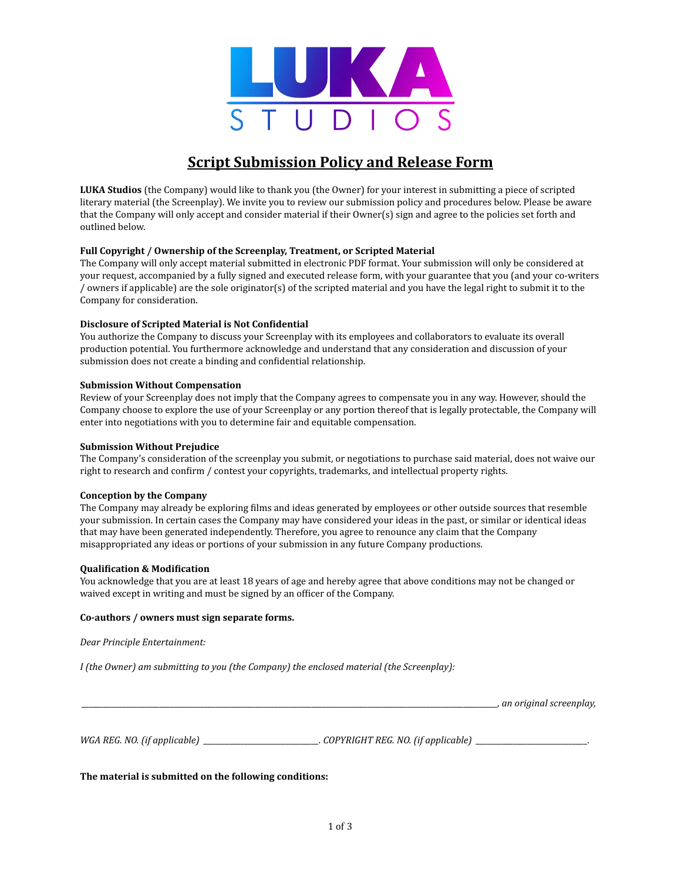# LUKA STUDIOS

## Script Submission Policy and Release Form

**LUKA Studios** (the Company) would like to thank you (the Owner) for your interest in submitting a piece of scripted literary material (the Screenplay). We invite you to review our submission policy and procedures below. Please be aware that the Company will only accept and consider material if their Owner(s) sign and agree to the policies set forth and outlined below.

**Full Copyright / Ownership of the Screenplay, Treatment, or Scripted Material**
The Company will only accept material submitted in electronic PDF format. Your submission will only be considered at your request, accompanied by a fully signed and executed release form, with your guarantee that you (and your co-writers / owners if applicable) are the sole originator(s) of the scripted material and you have the legal right to submit it to the Company for consideration.

**Disclosure of Scripted Material is Not Confidential**
You authorize the Company to discuss your Screenplay with its employees and collaborators to evaluate its overall production potential. You furthermore acknowledge and understand that any consideration and discussion of your submission does not create a binding and confidential relationship.

**Submission Without Compensation**
Review of your Screenplay does not imply that the Company agrees to compensate you in any way. However, should the Company choose to explore the use of your Screenplay or any portion thereof that is legally protectable, the Company will enter into negotiations with you to determine fair and equitable compensation.

**Submission Without Prejudice**
The Company's consideration of the screenplay you submit, or negotiations to purchase said material, does not waive our right to research and confirm / contest your copyrights, trademarks, and intellectual property rights.

**Conception by the Company**
The Company may already be exploring films and ideas generated by employees or other outside sources that resemble your submission. In certain cases the Company may have considered your ideas in the past, or similar or identical ideas that may have been generated independently. Therefore, you agree to renounce any claim that the Company misappropriated any ideas or portions of your submission in any future Company productions.

**Qualification & Modification**
You acknowledge that you are at least 18 years of age and hereby agree that above conditions may not be changed or waived except in writing and must be signed by an officer of the Company.

**Co-authors / owners must sign separate forms.**

*Dear Principle Entertainment:*

*I (the Owner) am submitting to you (the Company) the enclosed material (the Screenplay):*

________________________________________________________________________________, *an original screenplay,*

*WGA REG. NO. (if applicable)* ______________________. *COPYRIGHT REG. NO. (if applicable)* ______________________.

**The material is submitted on the following conditions:**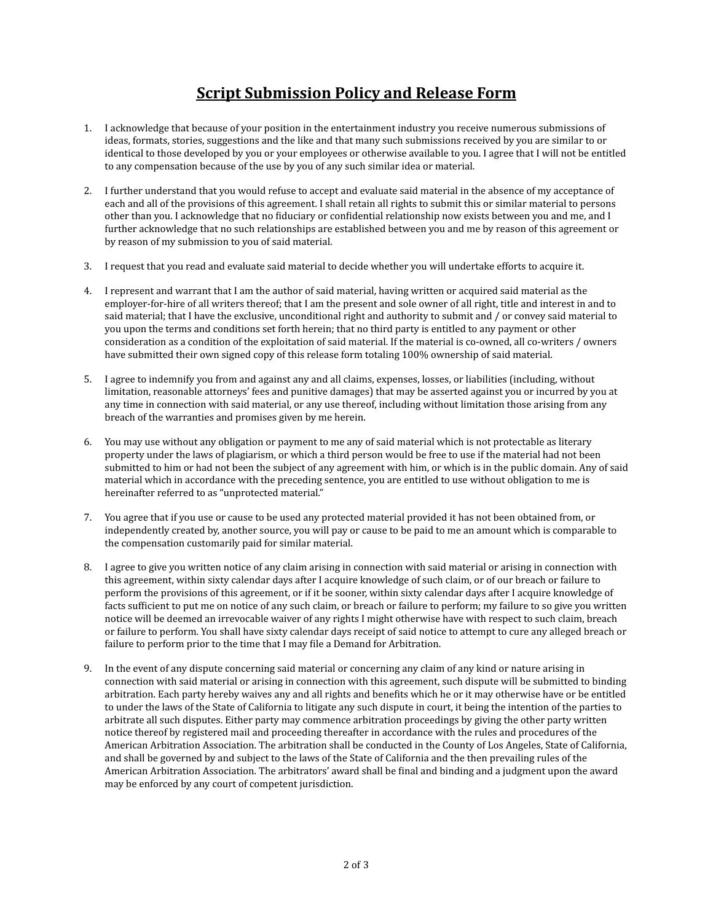# Script Submission Policy and Release Form

1. I acknowledge that because of your position in the entertainment industry you receive numerous submissions of ideas, formats, stories, suggestions and the like and that many such submissions received by you are similar to or identical to those developed by you or your employees or otherwise available to you. I agree that I will not be entitled to any compensation because of the use by you of any such similar idea or material.

2. I further understand that you would refuse to accept and evaluate said material in the absence of my acceptance of each and all of the provisions of this agreement. I shall retain all rights to submit this or similar material to persons other than you. I acknowledge that no fiduciary or confidential relationship now exists between you and me, and I further acknowledge that no such relationships are established between you and me by reason of this agreement or by reason of my submission to you of said material.

3. I request that you read and evaluate said material to decide whether you will undertake efforts to acquire it.

4. I represent and warrant that I am the author of said material, having written or acquired said material as the employer-for-hire of all writers thereof; that I am the present and sole owner of all right, title and interest in and to said material; that I have the exclusive, unconditional right and authority to submit and / or convey said material to you upon the terms and conditions set forth herein; that no third party is entitled to any payment or other consideration as a condition of the exploitation of said material. If the material is co-owned, all co-writers / owners have submitted their own signed copy of this release form totaling 100% ownership of said material.

5. I agree to indemnify you from and against any and all claims, expenses, losses, or liabilities (including, without limitation, reasonable attorneys' fees and punitive damages) that may be asserted against you or incurred by you at any time in connection with said material, or any use thereof, including without limitation those arising from any breach of the warranties and promises given by me herein.

6. You may use without any obligation or payment to me any of said material which is not protectable as literary property under the laws of plagiarism, or which a third person would be free to use if the material had not been submitted to him or had not been the subject of any agreement with him, or which is in the public domain. Any of said material which in accordance with the preceding sentence, you are entitled to use without obligation to me is hereinafter referred to as "unprotected material."

7. You agree that if you use or cause to be used any protected material provided it has not been obtained from, or independently created by, another source, you will pay or cause to be paid to me an amount which is comparable to the compensation customarily paid for similar material.

8. I agree to give you written notice of any claim arising in connection with said material or arising in connection with this agreement, within sixty calendar days after I acquire knowledge of such claim, or of our breach or failure to perform the provisions of this agreement, or if it be sooner, within sixty calendar days after I acquire knowledge of facts sufficient to put me on notice of any such claim, or breach or failure to perform; my failure to so give you written notice will be deemed an irrevocable waiver of any rights I might otherwise have with respect to such claim, breach or failure to perform. You shall have sixty calendar days receipt of said notice to attempt to cure any alleged breach or failure to perform prior to the time that I may file a Demand for Arbitration.

9. In the event of any dispute concerning said material or concerning any claim of any kind or nature arising in connection with said material or arising in connection with this agreement, such dispute will be submitted to binding arbitration. Each party hereby waives any and all rights and benefits which he or it may otherwise have or be entitled to under the laws of the State of California to litigate any such dispute in court, it being the intention of the parties to arbitrate all such disputes. Either party may commence arbitration proceedings by giving the other party written notice thereof by registered mail and proceeding thereafter in accordance with the rules and procedures of the American Arbitration Association. The arbitration shall be conducted in the County of Los Angeles, State of California, and shall be governed by and subject to the laws of the State of California and the then prevailing rules of the American Arbitration Association. The arbitrators' award shall be final and binding and a judgment upon the award may be enforced by any court of competent jurisdiction.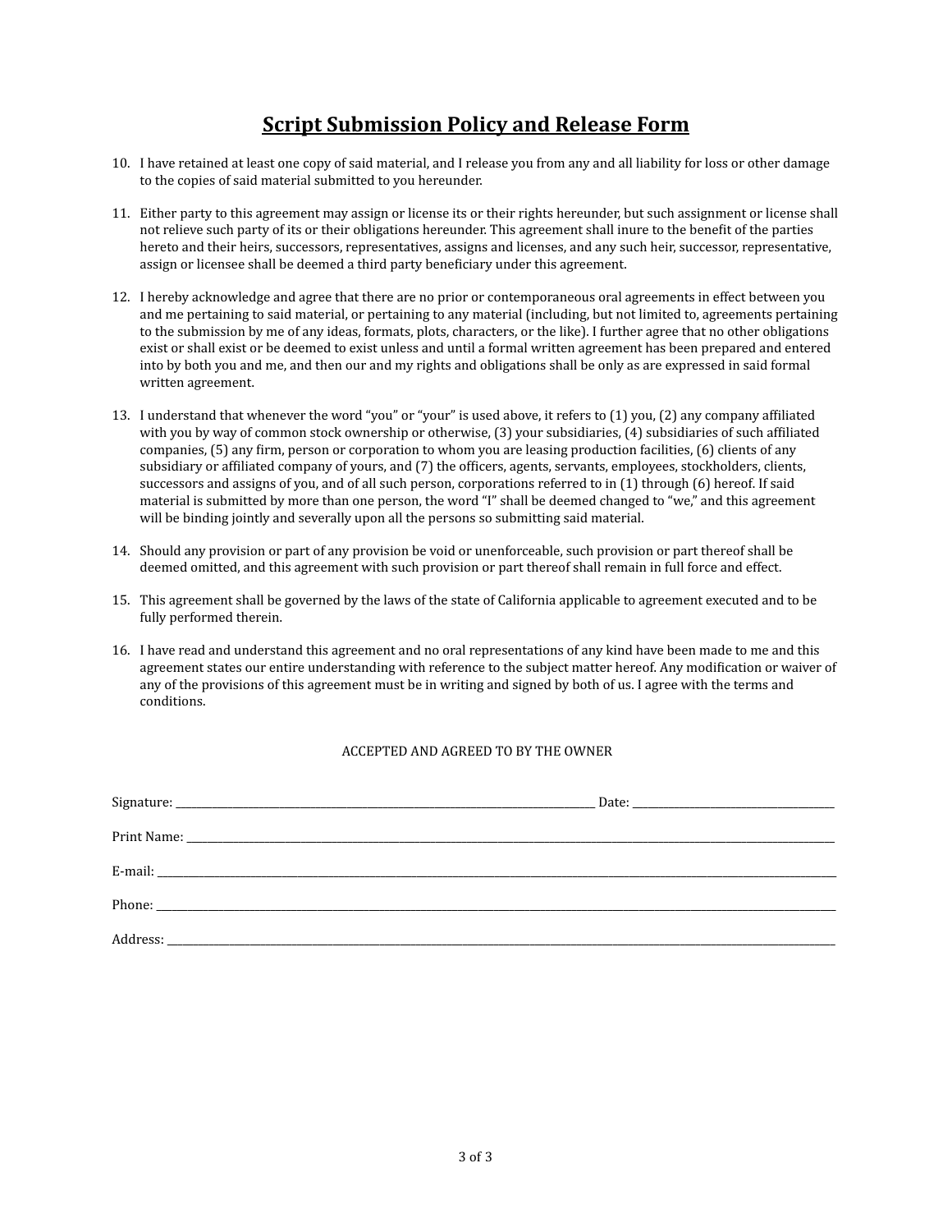# Script Submission Policy and Release Form

10. I have retained at least one copy of said material, and I release you from any and all liability for loss or other damage to the copies of said material submitted to you hereunder.

11. Either party to this agreement may assign or license its or their rights hereunder, but such assignment or license shall not relieve such party of its or their obligations hereunder. This agreement shall inure to the benefit of the parties hereto and their heirs, successors, representatives, assigns and licenses, and any such heir, successor, representative, assign or licensee shall be deemed a third party beneficiary under this agreement.

12. I hereby acknowledge and agree that there are no prior or contemporaneous oral agreements in effect between you and me pertaining to said material, or pertaining to any material (including, but not limited to, agreements pertaining to the submission by me of any ideas, formats, plots, characters, or the like). I further agree that no other obligations exist or shall exist or be deemed to exist unless and until a formal written agreement has been prepared and entered into by both you and me, and then our and my rights and obligations shall be only as are expressed in said formal written agreement.

13. I understand that whenever the word "you" or "your" is used above, it refers to (1) you, (2) any company affiliated with you by way of common stock ownership or otherwise, (3) your subsidiaries, (4) subsidiaries of such affiliated companies, (5) any firm, person or corporation to whom you are leasing production facilities, (6) clients of any subsidiary or affiliated company of yours, and (7) the officers, agents, servants, employees, stockholders, clients, successors and assigns of you, and of all such person, corporations referred to in (1) through (6) hereof. If said material is submitted by more than one person, the word "I" shall be deemed changed to "we," and this agreement will be binding jointly and severally upon all the persons so submitting said material.

14. Should any provision or part of any provision be void or unenforceable, such provision or part thereof shall be deemed omitted, and this agreement with such provision or part thereof shall remain in full force and effect.

15. This agreement shall be governed by the laws of the state of California applicable to agreement executed and to be fully performed therein.

16. I have read and understand this agreement and no oral representations of any kind have been made to me and this agreement states our entire understanding with reference to the subject matter hereof. Any modification or waiver of any of the provisions of this agreement must be in writing and signed by both of us. I agree with the terms and conditions.

ACCEPTED AND AGREED TO BY THE OWNER

Signature: ______________________________ Date: ______________________

Print Name: ______________________________________________

E-mail: ______________________________________________

Phone: ______________________________________________

Address: ______________________________________________